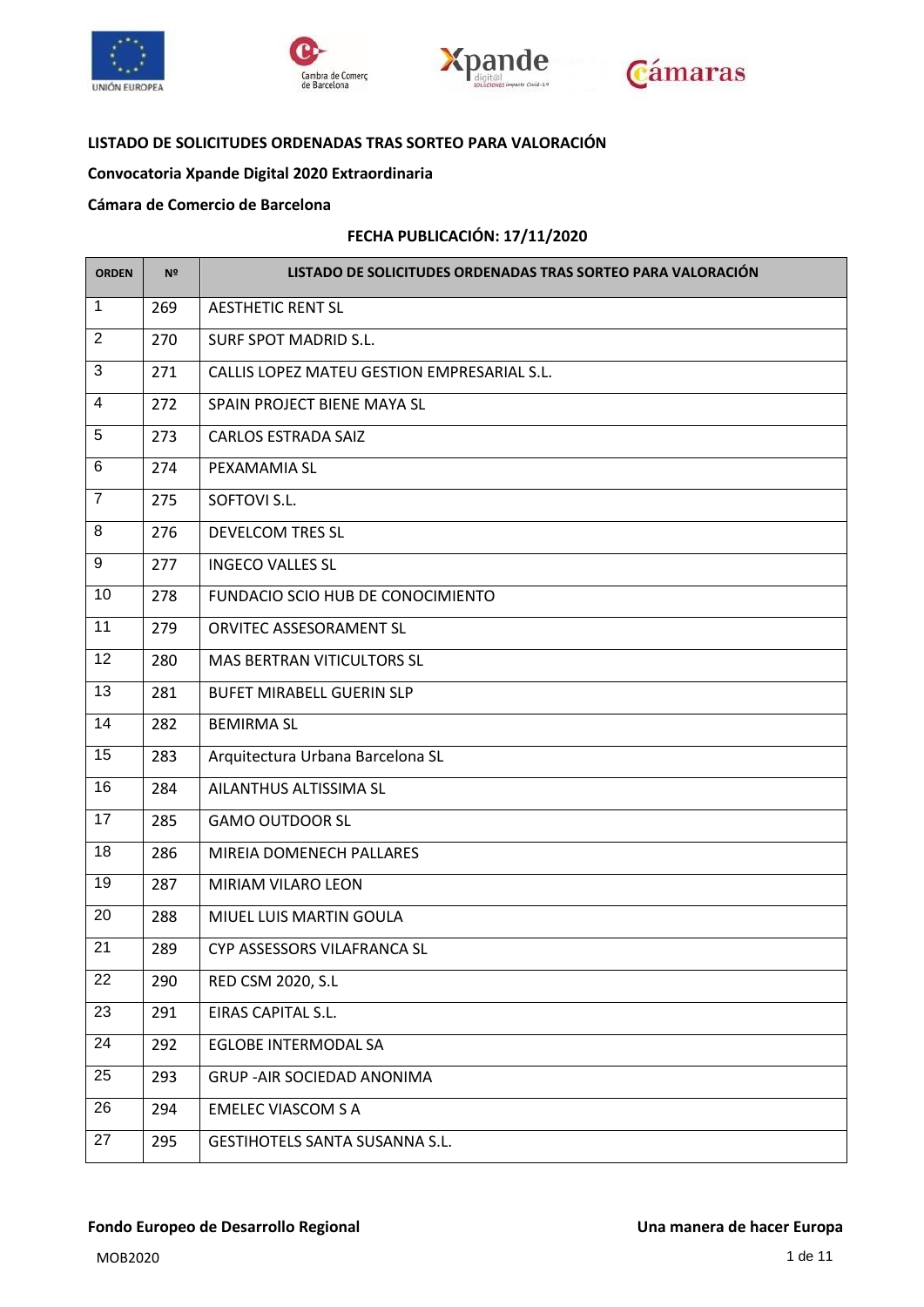**LISTADO DE SOLICITUDES ORDENADAS TRAS SORTEO PARA VALORACIÓN**

**Convocatoria Xpande Digital 2020 Extraordinaria**

**Cámara de Comercio de Barcelona**

**FECHA PUBLICACIÓN: 17/11/2020**

| ORDEN | Nº | LISTADO DE SOLICITUDES ORDENADAS TRAS SORTEO PARA VALORACIÓN |
|---|---|---|
| 1 | 269 | AESTHETIC RENT SL |
| 2 | 270 | SURF SPOT MADRID S.L. |
| 3 | 271 | CALLIS LOPEZ MATEU GESTION EMPRESARIAL S.L. |
| 4 | 272 | SPAIN PROJECT BIENE MAYA SL |
| 5 | 273 | CARLOS ESTRADA SAIZ |
| 6 | 274 | PEXAMAMIA SL |
| 7 | 275 | SOFTOVI S.L. |
| 8 | 276 | DEVELCOM TRES SL |
| 9 | 277 | INGECO VALLES SL |
| 10 | 278 | FUNDACIO SCIO HUB DE CONOCIMIENTO |
| 11 | 279 | ORVITEC ASSESORAMENT SL |
| 12 | 280 | MAS BERTRAN VITICULTORS SL |
| 13 | 281 | BUFET MIRABELL GUERIN SLP |
| 14 | 282 | BEMIRMA SL |
| 15 | 283 | Arquitectura Urbana Barcelona SL |
| 16 | 284 | AILANTHUS ALTISSIMA SL |
| 17 | 285 | GAMO OUTDOOR SL |
| 18 | 286 | MIREIA DOMENECH PALLARES |
| 19 | 287 | MIRIAM VILARO LEON |
| 20 | 288 | MIUEL LUIS MARTIN GOULA |
| 21 | 289 | CYP ASSESSORS VILAFRANCA SL |
| 22 | 290 | RED CSM 2020, S.L |
| 23 | 291 | EIRAS CAPITAL S.L. |
| 24 | 292 | EGLOBE INTERMODAL SA |
| 25 | 293 | GRUP -AIR SOCIEDAD ANONIMA |
| 26 | 294 | EMELEC VIASCOM S A |
| 27 | 295 | GESTIHOTELS SANTA SUSANNA S.L. |

**Fondo Europeo de Desarrollo Regional** **Una manera de hacer Europa**

MOB2020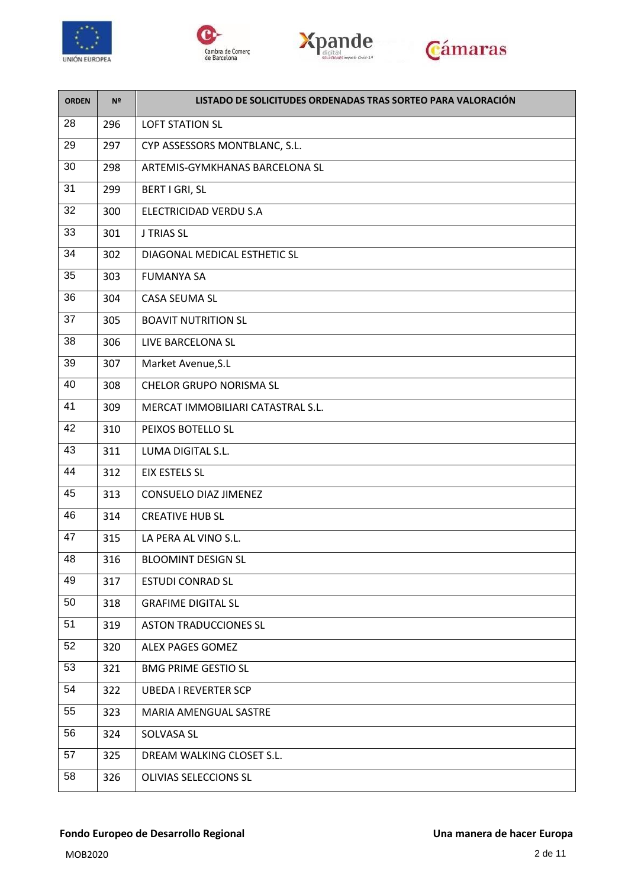| ORDEN | Nº | LISTADO DE SOLICITUDES ORDENADAS TRAS SORTEO PARA VALORACIÓN |
|---|---|---|
| 28 | 296 | LOFT STATION SL |
| 29 | 297 | CYP ASSESSORS MONTBLANC, S.L. |
| 30 | 298 | ARTEMIS-GYMKHANAS BARCELONA SL |
| 31 | 299 | BERT I GRI, SL |
| 32 | 300 | ELECTRICIDAD VERDU S.A |
| 33 | 301 | J TRIAS SL |
| 34 | 302 | DIAGONAL MEDICAL ESTHETIC SL |
| 35 | 303 | FUMANYA SA |
| 36 | 304 | CASA SEUMA SL |
| 37 | 305 | BOAVIT NUTRITION SL |
| 38 | 306 | LIVE BARCELONA SL |
| 39 | 307 | Market Avenue,S.L |
| 40 | 308 | CHELOR GRUPO NORISMA SL |
| 41 | 309 | MERCAT IMMOBILIARI CATASTRAL S.L. |
| 42 | 310 | PEIXOS BOTELLO SL |
| 43 | 311 | LUMA DIGITAL S.L. |
| 44 | 312 | EIX ESTELS SL |
| 45 | 313 | CONSUELO DIAZ JIMENEZ |
| 46 | 314 | CREATIVE HUB SL |
| 47 | 315 | LA PERA AL VINO S.L. |
| 48 | 316 | BLOOMINT DESIGN SL |
| 49 | 317 | ESTUDI CONRAD SL |
| 50 | 318 | GRAFIME DIGITAL SL |
| 51 | 319 | ASTON TRADUCCIONES SL |
| 52 | 320 | ALEX PAGES GOMEZ |
| 53 | 321 | BMG PRIME GESTIO SL |
| 54 | 322 | UBEDA I REVERTER SCP |
| 55 | 323 | MARIA AMENGUAL SASTRE |
| 56 | 324 | SOLVASA SL |
| 57 | 325 | DREAM WALKING CLOSET S.L. |
| 58 | 326 | OLIVIAS SELECCIONS SL |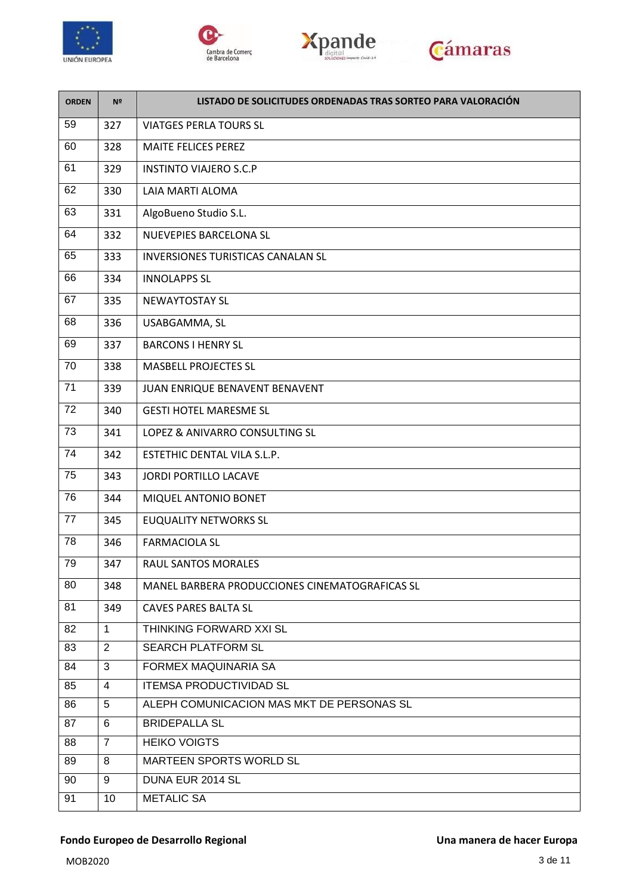| ORDEN | Nº | LISTADO DE SOLICITUDES ORDENADAS TRAS SORTEO PARA VALORACIÓN |
|---|---|---|
| 59 | 327 | VIATGES PERLA TOURS SL |
| 60 | 328 | MAITE FELICES PEREZ |
| 61 | 329 | INSTINTO VIAJERO S.C.P |
| 62 | 330 | LAIA MARTI ALOMA |
| 63 | 331 | AlgoBueno Studio S.L. |
| 64 | 332 | NUEVEPIES BARCELONA SL |
| 65 | 333 | INVERSIONES TURISTICAS CANALAN SL |
| 66 | 334 | INNOLAPPS SL |
| 67 | 335 | NEWAYTOSTAY SL |
| 68 | 336 | USABGAMMA, SL |
| 69 | 337 | BARCONS I HENRY SL |
| 70 | 338 | MASBELL PROJECTES SL |
| 71 | 339 | JUAN ENRIQUE BENAVENT BENAVENT |
| 72 | 340 | GESTI HOTEL MARESME SL |
| 73 | 341 | LOPEZ & ANIVARRO CONSULTING SL |
| 74 | 342 | ESTETHIC DENTAL VILA S.L.P. |
| 75 | 343 | JORDI PORTILLO LACAVE |
| 76 | 344 | MIQUEL ANTONIO BONET |
| 77 | 345 | EUQUALITY NETWORKS SL |
| 78 | 346 | FARMACIOLA SL |
| 79 | 347 | RAUL SANTOS MORALES |
| 80 | 348 | MANEL BARBERA PRODUCCIONES CINEMATOGRAFICAS SL |
| 81 | 349 | CAVES PARES BALTA SL |
| 82 | 1 | THINKING FORWARD XXI SL |
| 83 | 2 | SEARCH PLATFORM SL |
| 84 | 3 | FORMEX MAQUINARIA SA |
| 85 | 4 | ITEMSA PRODUCTIVIDAD SL |
| 86 | 5 | ALEPH COMUNICACION MAS MKT DE PERSONAS SL |
| 87 | 6 | BRIDEPALLA SL |
| 88 | 7 | HEIKO VOIGTS |
| 89 | 8 | MARTEEN SPORTS WORLD SL |
| 90 | 9 | DUNA EUR 2014 SL |
| 91 | 10 | METALIC SA |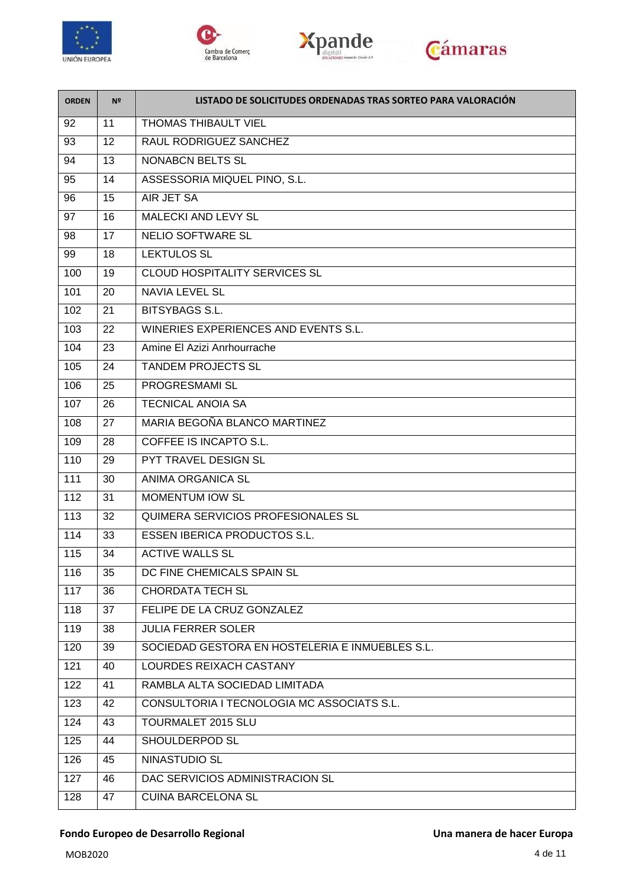| ORDEN | Nº | LISTADO DE SOLICITUDES ORDENADAS TRAS SORTEO PARA VALORACIÓN |
|---|---|---|
| 92 | 11 | THOMAS THIBAULT VIEL |
| 93 | 12 | RAUL RODRIGUEZ SANCHEZ |
| 94 | 13 | NONABCN BELTS SL |
| 95 | 14 | ASSESSORIA MIQUEL PINO, S.L. |
| 96 | 15 | AIR JET SA |
| 97 | 16 | MALECKI AND LEVY SL |
| 98 | 17 | NELIO SOFTWARE SL |
| 99 | 18 | LEKTULOS SL |
| 100 | 19 | CLOUD HOSPITALITY SERVICES SL |
| 101 | 20 | NAVIA LEVEL SL |
| 102 | 21 | BITSYBAGS S.L. |
| 103 | 22 | WINERIES EXPERIENCES AND EVENTS S.L. |
| 104 | 23 | Amine El Azizi Anrhourrache |
| 105 | 24 | TANDEM PROJECTS SL |
| 106 | 25 | PROGRESMAMI SL |
| 107 | 26 | TECNICAL ANOIA SA |
| 108 | 27 | MARIA BEGOÑA BLANCO MARTINEZ |
| 109 | 28 | COFFEE IS INCAPTO S.L. |
| 110 | 29 | PYT TRAVEL DESIGN SL |
| 111 | 30 | ANIMA ORGANICA SL |
| 112 | 31 | MOMENTUM IOW SL |
| 113 | 32 | QUIMERA SERVICIOS PROFESIONALES SL |
| 114 | 33 | ESSEN IBERICA PRODUCTOS S.L. |
| 115 | 34 | ACTIVE WALLS SL |
| 116 | 35 | DC FINE CHEMICALS SPAIN SL |
| 117 | 36 | CHORDATA TECH SL |
| 118 | 37 | FELIPE DE LA CRUZ GONZALEZ |
| 119 | 38 | JULIA FERRER SOLER |
| 120 | 39 | SOCIEDAD GESTORA EN HOSTELERIA E INMUEBLES S.L. |
| 121 | 40 | LOURDES REIXACH CASTANY |
| 122 | 41 | RAMBLA ALTA SOCIEDAD LIMITADA |
| 123 | 42 | CONSULTORIA I TECNOLOGIA MC ASSOCIATS S.L. |
| 124 | 43 | TOURMALET 2015 SLU |
| 125 | 44 | SHOULDERPOD SL |
| 126 | 45 | NINASTUDIO SL |
| 127 | 46 | DAC SERVICIOS ADMINISTRACION SL |
| 128 | 47 | CUINA BARCELONA SL |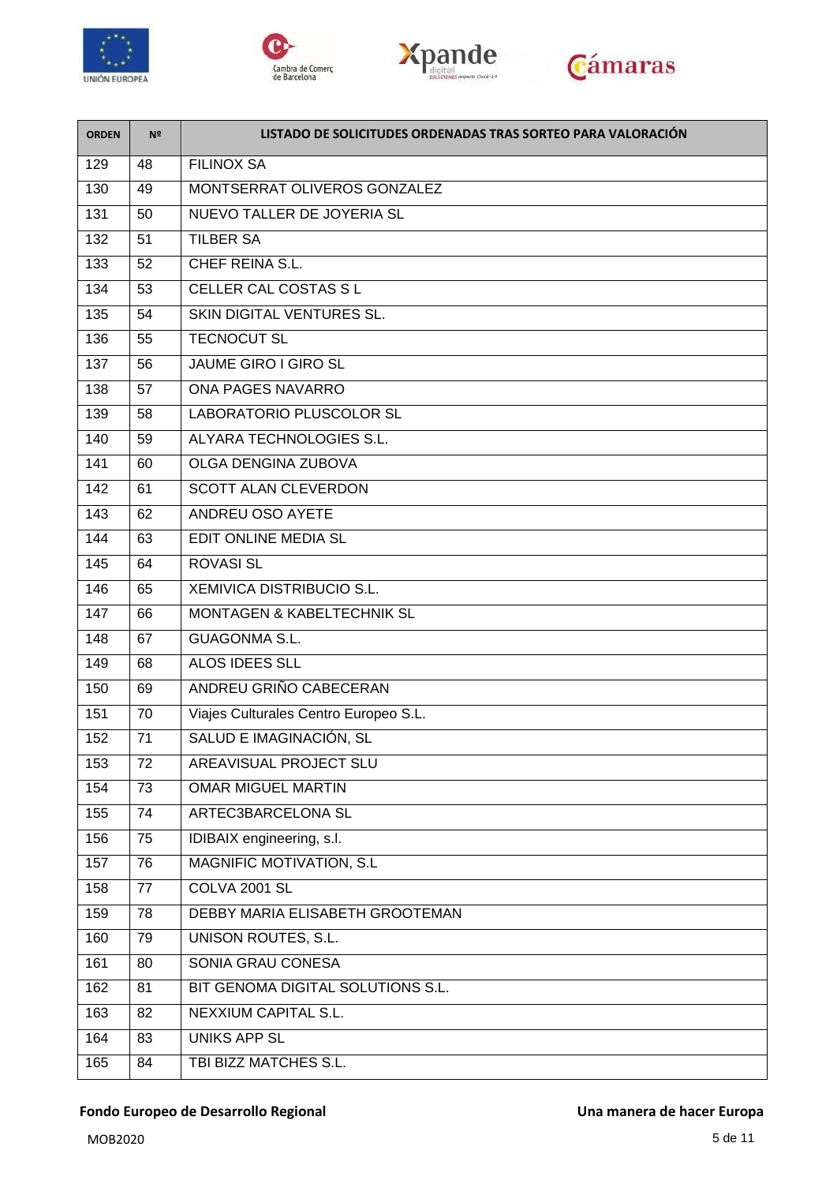| ORDEN | Nº | LISTADO DE SOLICITUDES ORDENADAS TRAS SORTEO PARA VALORACIÓN |
|---|---|---|
| 129 | 48 | FILINOX SA |
| 130 | 49 | MONTSERRAT OLIVEROS GONZALEZ |
| 131 | 50 | NUEVO TALLER DE JOYERIA SL |
| 132 | 51 | TILBER SA |
| 133 | 52 | CHEF REINA S.L. |
| 134 | 53 | CELLER CAL COSTAS S L |
| 135 | 54 | SKIN DIGITAL VENTURES SL. |
| 136 | 55 | TECNOCUT SL |
| 137 | 56 | JAUME GIRO I GIRO SL |
| 138 | 57 | ONA PAGES NAVARRO |
| 139 | 58 | LABORATORIO PLUSCOLOR SL |
| 140 | 59 | ALYARA TECHNOLOGIES S.L. |
| 141 | 60 | OLGA DENGINA ZUBOVA |
| 142 | 61 | SCOTT ALAN CLEVERDON |
| 143 | 62 | ANDREU OSO AYETE |
| 144 | 63 | EDIT ONLINE MEDIA SL |
| 145 | 64 | ROVASI SL |
| 146 | 65 | XEMIVICA DISTRIBUCIO S.L. |
| 147 | 66 | MONTAGEN & KABELTECHNIK SL |
| 148 | 67 | GUAGONMA S.L. |
| 149 | 68 | ALOS IDEES SLL |
| 150 | 69 | ANDREU GRIÑO CABECERAN |
| 151 | 70 | Viajes Culturales Centro Europeo S.L. |
| 152 | 71 | SALUD E IMAGINACIÓN, SL |
| 153 | 72 | AREAVISUAL PROJECT SLU |
| 154 | 73 | OMAR MIGUEL MARTIN |
| 155 | 74 | ARTEC3BARCELONA SL |
| 156 | 75 | IDIBAIX engineering, s.l. |
| 157 | 76 | MAGNIFIC MOTIVATION, S.L |
| 158 | 77 | COLVA 2001 SL |
| 159 | 78 | DEBBY MARIA ELISABETH GROOTEMAN |
| 160 | 79 | UNISON ROUTES, S.L. |
| 161 | 80 | SONIA GRAU CONESA |
| 162 | 81 | BIT GENOMA DIGITAL SOLUTIONS S.L. |
| 163 | 82 | NEXXIUM CAPITAL S.L. |
| 164 | 83 | UNIKS APP SL |
| 165 | 84 | TBI BIZZ MATCHES S.L. |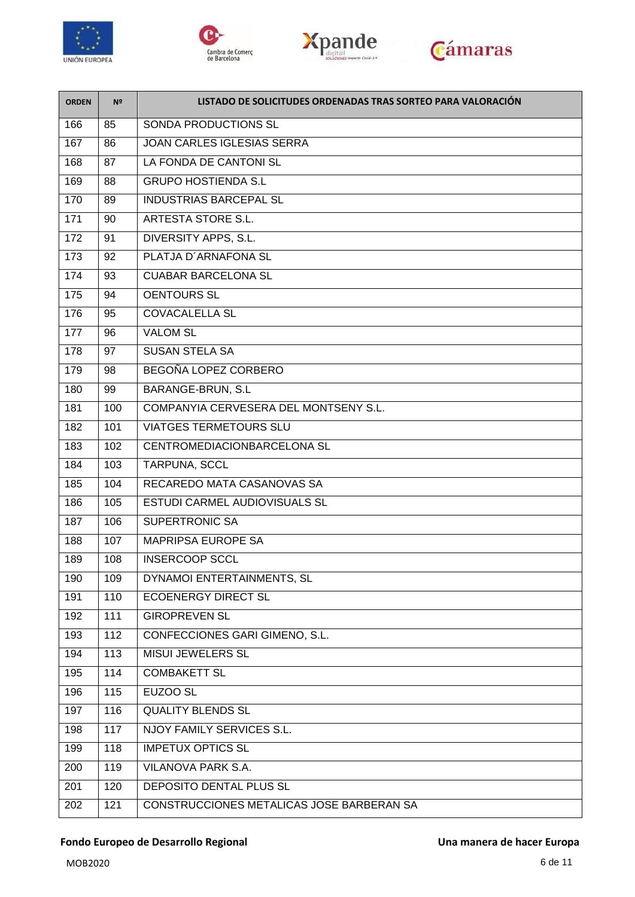| ORDEN | Nº | LISTADO DE SOLICITUDES ORDENADAS TRAS SORTEO PARA VALORACIÓN |
|---|---|---|
| 166 | 85 | SONDA PRODUCTIONS SL |
| 167 | 86 | JOAN CARLES IGLESIAS SERRA |
| 168 | 87 | LA FONDA DE CANTONI SL |
| 169 | 88 | GRUPO HOSTIENDA S.L |
| 170 | 89 | INDUSTRIAS BARCEPAL SL |
| 171 | 90 | ARTESTA STORE S.L. |
| 172 | 91 | DIVERSITY APPS, S.L. |
| 173 | 92 | PLATJA D´ARNAFONA SL |
| 174 | 93 | CUABAR BARCELONA SL |
| 175 | 94 | OENTOURS SL |
| 176 | 95 | COVACALELLA SL |
| 177 | 96 | VALOM SL |
| 178 | 97 | SUSAN STELA SA |
| 179 | 98 | BEGOÑA LOPEZ CORBERO |
| 180 | 99 | BARANGE-BRUN, S.L |
| 181 | 100 | COMPANYIA CERVESERA DEL MONTSENY S.L. |
| 182 | 101 | VIATGES TERMETOURS SLU |
| 183 | 102 | CENTROMEDIACIONBARCELONA SL |
| 184 | 103 | TARPUNA, SCCL |
| 185 | 104 | RECAREDO MATA CASANOVAS SA |
| 186 | 105 | ESTUDI CARMEL AUDIOVISUALS SL |
| 187 | 106 | SUPERTRONIC SA |
| 188 | 107 | MAPRIPSA EUROPE SA |
| 189 | 108 | INSERCOOP SCCL |
| 190 | 109 | DYNAMOI ENTERTAINMENTS, SL |
| 191 | 110 | ECOENERGY DIRECT SL |
| 192 | 111 | GIROPREVEN SL |
| 193 | 112 | CONFECCIONES GARI GIMENO, S.L. |
| 194 | 113 | MISUI JEWELERS SL |
| 195 | 114 | COMBAKETT SL |
| 196 | 115 | EUZOO SL |
| 197 | 116 | QUALITY BLENDS SL |
| 198 | 117 | NJOY FAMILY SERVICES S.L. |
| 199 | 118 | IMPETUX OPTICS SL |
| 200 | 119 | VILANOVA PARK S.A. |
| 201 | 120 | DEPOSITO DENTAL PLUS SL |
| 202 | 121 | CONSTRUCCIONES METALICAS JOSE BARBERAN SA |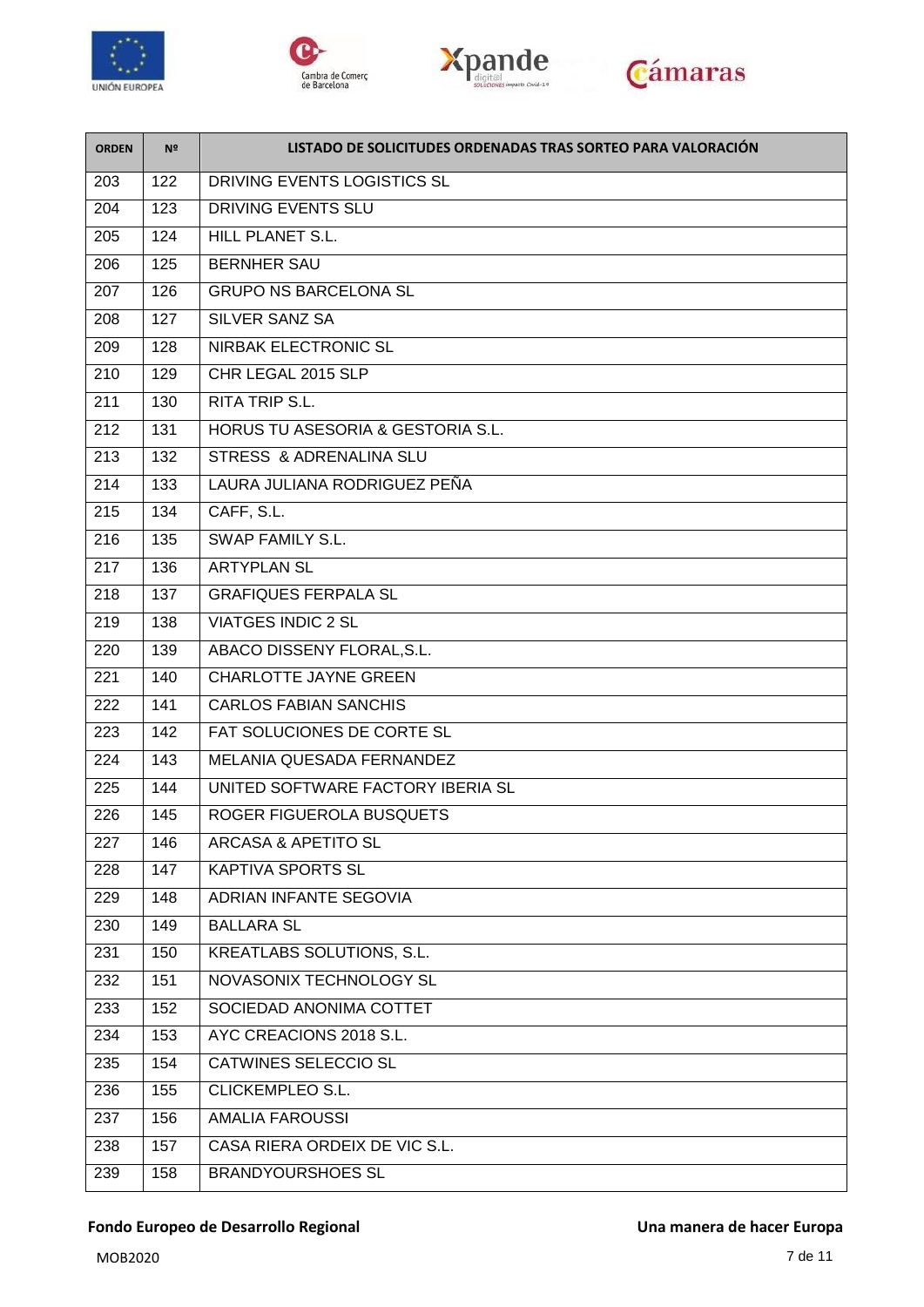| ORDEN | Nº | LISTADO DE SOLICITUDES ORDENADAS TRAS SORTEO PARA VALORACIÓN |
|---|---|---|
| 203 | 122 | DRIVING EVENTS LOGISTICS SL |
| 204 | 123 | DRIVING EVENTS SLU |
| 205 | 124 | HILL PLANET S.L. |
| 206 | 125 | BERNHER SAU |
| 207 | 126 | GRUPO NS BARCELONA SL |
| 208 | 127 | SILVER SANZ SA |
| 209 | 128 | NIRBAK ELECTRONIC SL |
| 210 | 129 | CHR LEGAL 2015 SLP |
| 211 | 130 | RITA TRIP S.L. |
| 212 | 131 | HORUS TU ASESORIA & GESTORIA S.L. |
| 213 | 132 | STRESS & ADRENALINA SLU |
| 214 | 133 | LAURA JULIANA RODRIGUEZ PEÑA |
| 215 | 134 | CAFF, S.L. |
| 216 | 135 | SWAP FAMILY S.L. |
| 217 | 136 | ARTYPLAN SL |
| 218 | 137 | GRAFIQUES FERPALA SL |
| 219 | 138 | VIATGES INDIC 2 SL |
| 220 | 139 | ABACO DISSENY FLORAL,S.L. |
| 221 | 140 | CHARLOTTE JAYNE GREEN |
| 222 | 141 | CARLOS FABIAN SANCHIS |
| 223 | 142 | FAT SOLUCIONES DE CORTE SL |
| 224 | 143 | MELANIA QUESADA FERNANDEZ |
| 225 | 144 | UNITED SOFTWARE FACTORY IBERIA SL |
| 226 | 145 | ROGER FIGUEROLA BUSQUETS |
| 227 | 146 | ARCASA & APETITO SL |
| 228 | 147 | KAPTIVA SPORTS SL |
| 229 | 148 | ADRIAN INFANTE SEGOVIA |
| 230 | 149 | BALLARA SL |
| 231 | 150 | KREATLABS SOLUTIONS, S.L. |
| 232 | 151 | NOVASONIX TECHNOLOGY SL |
| 233 | 152 | SOCIEDAD ANONIMA COTTET |
| 234 | 153 | AYC CREACIONS 2018 S.L. |
| 235 | 154 | CATWINES SELECCIO SL |
| 236 | 155 | CLICKEMPLEO S.L. |
| 237 | 156 | AMALIA FAROUSSI |
| 238 | 157 | CASA RIERA ORDEIX DE VIC S.L. |
| 239 | 158 | BRANDYOURSHOES SL |

**Fondo Europeo de Desarrollo Regional** **Una manera de hacer Europa**

MOB2020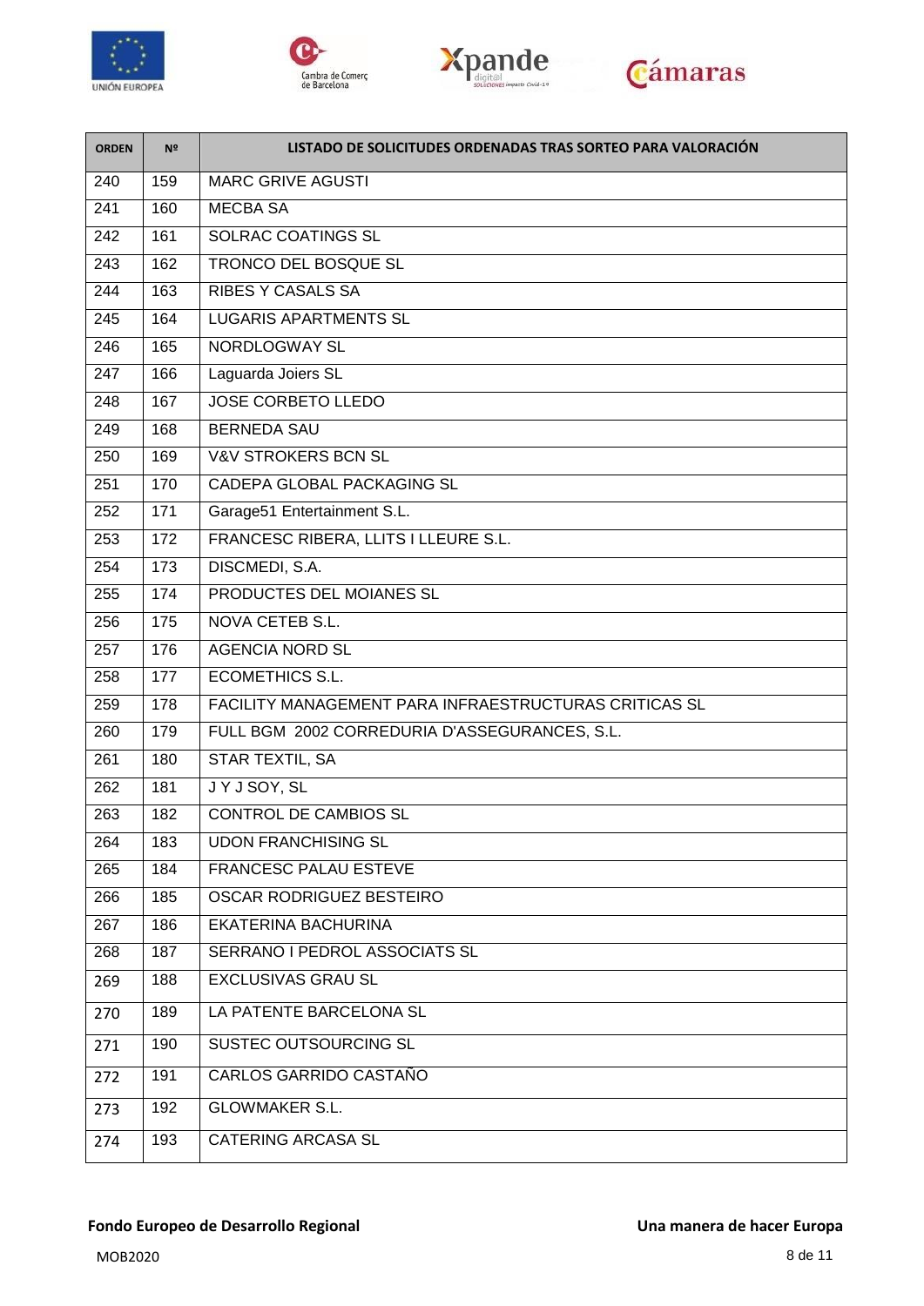| ORDEN | Nº | LISTADO DE SOLICITUDES ORDENADAS TRAS SORTEO PARA VALORACIÓN |
|---|---|---|
| 240 | 159 | MARC GRIVE AGUSTI |
| 241 | 160 | MECBA SA |
| 242 | 161 | SOLRAC COATINGS SL |
| 243 | 162 | TRONCO DEL BOSQUE SL |
| 244 | 163 | RIBES Y CASALS SA |
| 245 | 164 | LUGARIS APARTMENTS SL |
| 246 | 165 | NORDLOGWAY SL |
| 247 | 166 | Laguarda Joiers SL |
| 248 | 167 | JOSE CORBETO LLEDO |
| 249 | 168 | BERNEDA SAU |
| 250 | 169 | V&V STROKERS BCN SL |
| 251 | 170 | CADEPA GLOBAL PACKAGING SL |
| 252 | 171 | Garage51 Entertainment S.L. |
| 253 | 172 | FRANCESC RIBERA, LLITS I LLEURE S.L. |
| 254 | 173 | DISCMEDI, S.A. |
| 255 | 174 | PRODUCTES DEL MOIANES SL |
| 256 | 175 | NOVA CETEB S.L. |
| 257 | 176 | AGENCIA NORD SL |
| 258 | 177 | ECOMETHICS S.L. |
| 259 | 178 | FACILITY MANAGEMENT PARA INFRAESTRUCTURAS CRITICAS SL |
| 260 | 179 | FULL BGM 2002 CORREDURIA D'ASSEGURANCES, S.L. |
| 261 | 180 | STAR TEXTIL, SA |
| 262 | 181 | J Y J SOY, SL |
| 263 | 182 | CONTROL DE CAMBIOS SL |
| 264 | 183 | UDON FRANCHISING SL |
| 265 | 184 | FRANCESC PALAU ESTEVE |
| 266 | 185 | OSCAR RODRIGUEZ BESTEIRO |
| 267 | 186 | EKATERINA BACHURINA |
| 268 | 187 | SERRANO I PEDROL ASSOCIATS SL |
| 269 | 188 | EXCLUSIVAS GRAU SL |
| 270 | 189 | LA PATENTE BARCELONA SL |
| 271 | 190 | SUSTEC OUTSOURCING SL |
| 272 | 191 | CARLOS GARRIDO CASTAÑO |
| 273 | 192 | GLOWMAKER S.L. |
| 274 | 193 | CATERING ARCASA SL |

**Fondo Europeo de Desarrollo Regional** **Una manera de hacer Europa**

MOB2020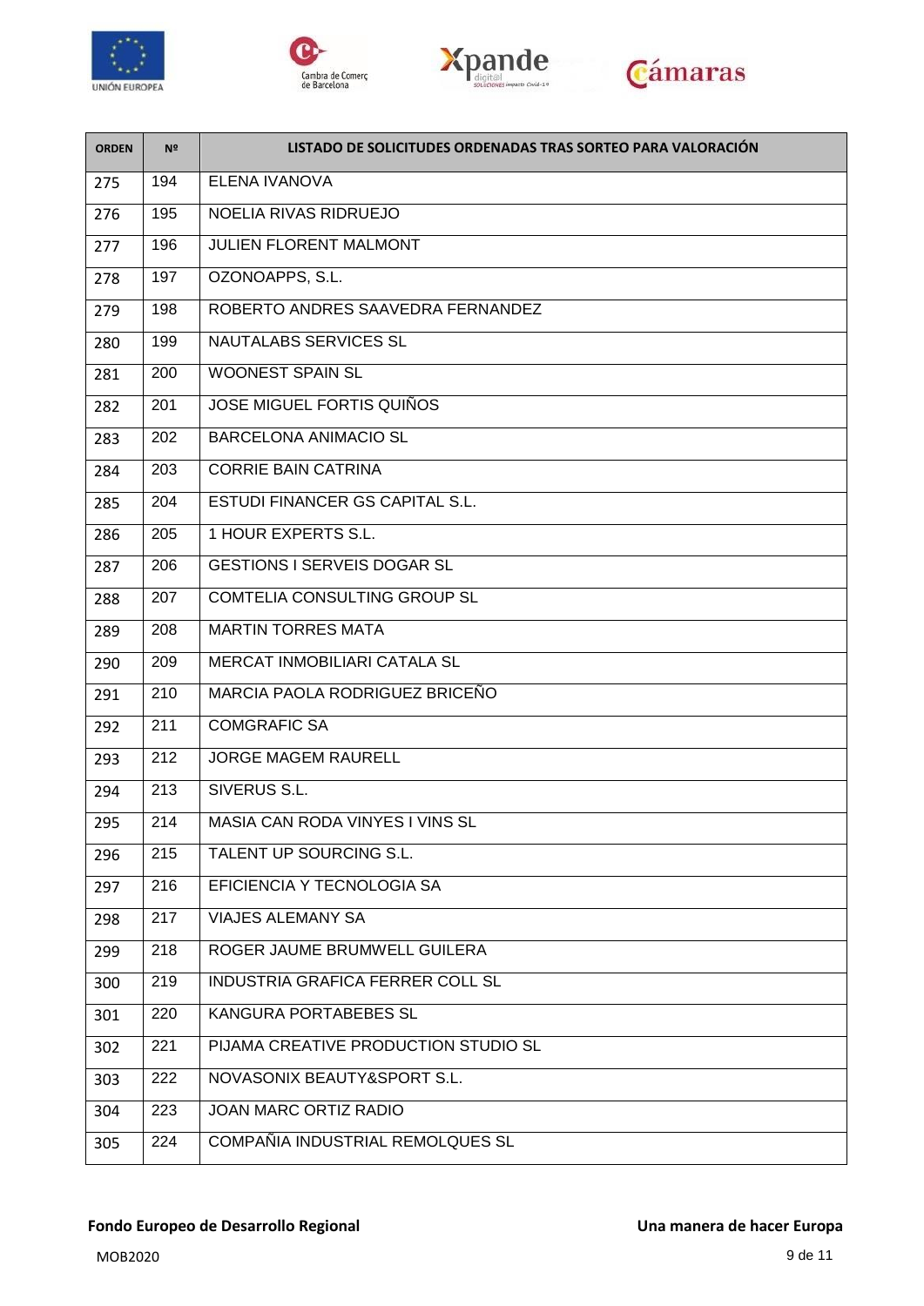| ORDEN | Nº | LISTADO DE SOLICITUDES ORDENADAS TRAS SORTEO PARA VALORACIÓN |
|---|---|---|
| 275 | 194 | ELENA IVANOVA |
| 276 | 195 | NOELIA RIVAS RIDRUEJO |
| 277 | 196 | JULIEN FLORENT MALMONT |
| 278 | 197 | OZONOAPPS, S.L. |
| 279 | 198 | ROBERTO ANDRES SAAVEDRA FERNANDEZ |
| 280 | 199 | NAUTALABS SERVICES SL |
| 281 | 200 | WOONEST SPAIN SL |
| 282 | 201 | JOSE MIGUEL FORTIS QUIÑOS |
| 283 | 202 | BARCELONA ANIMACIO SL |
| 284 | 203 | CORRIE BAIN CATRINA |
| 285 | 204 | ESTUDI FINANCER GS CAPITAL S.L. |
| 286 | 205 | 1 HOUR EXPERTS S.L. |
| 287 | 206 | GESTIONS I SERVEIS DOGAR SL |
| 288 | 207 | COMTELIA CONSULTING GROUP SL |
| 289 | 208 | MARTIN TORRES MATA |
| 290 | 209 | MERCAT INMOBILIARI CATALA SL |
| 291 | 210 | MARCIA PAOLA RODRIGUEZ BRICEÑO |
| 292 | 211 | COMGRAFIC SA |
| 293 | 212 | JORGE MAGEM RAURELL |
| 294 | 213 | SIVERUS S.L. |
| 295 | 214 | MASIA CAN RODA VINYES I VINS SL |
| 296 | 215 | TALENT UP SOURCING S.L. |
| 297 | 216 | EFICIENCIA Y TECNOLOGIA SA |
| 298 | 217 | VIAJES ALEMANY SA |
| 299 | 218 | ROGER JAUME BRUMWELL GUILERA |
| 300 | 219 | INDUSTRIA GRAFICA FERRER COLL SL |
| 301 | 220 | KANGURA PORTABEBES SL |
| 302 | 221 | PIJAMA CREATIVE PRODUCTION STUDIO SL |
| 303 | 222 | NOVASONIX BEAUTY&SPORT S.L. |
| 304 | 223 | JOAN MARC ORTIZ RADIO |
| 305 | 224 | COMPAÑIA INDUSTRIAL REMOLQUES SL |

**Fondo Europeo de Desarrollo Regional** **Una manera de hacer Europa**

MOB2020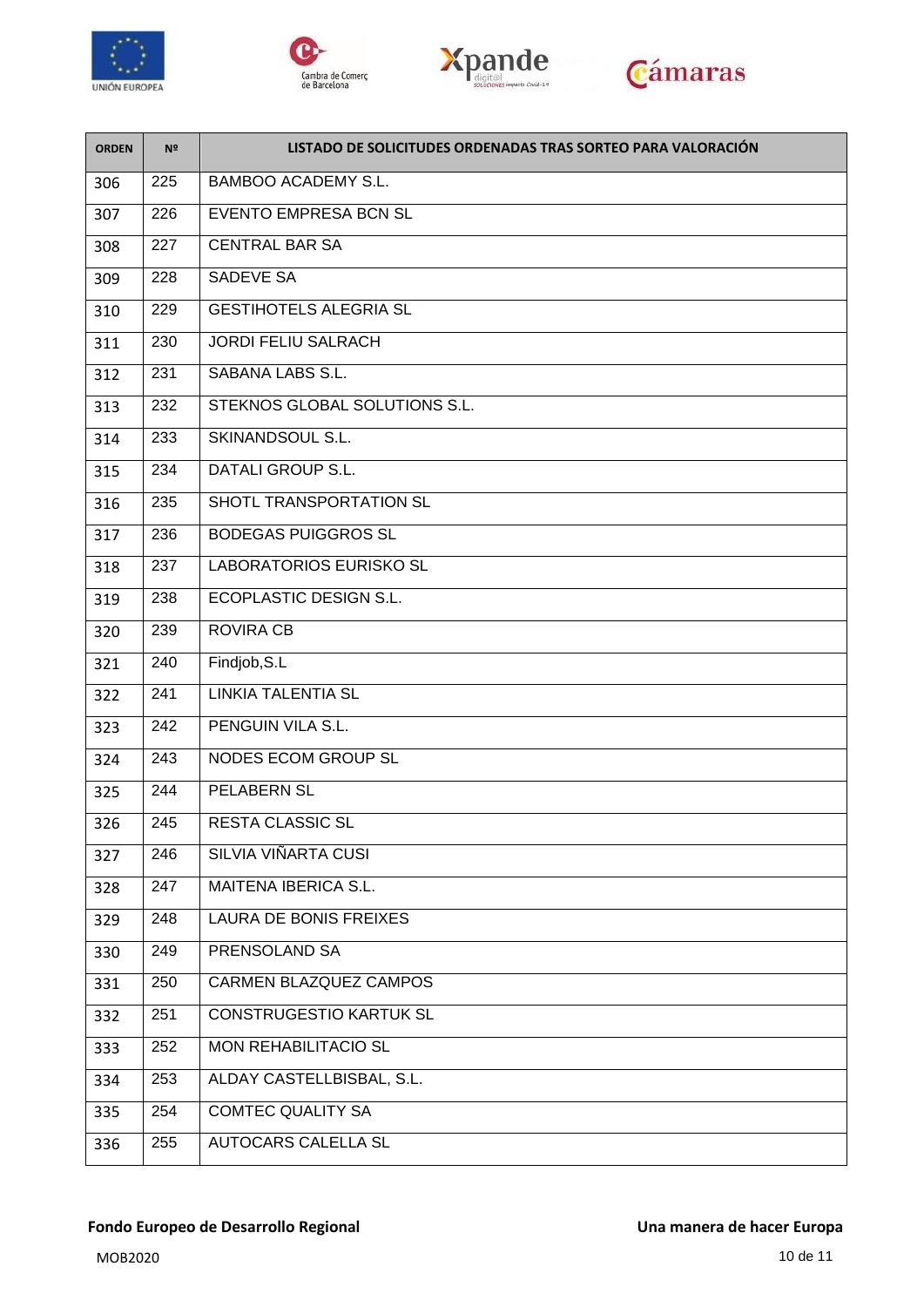| ORDEN | Nº | LISTADO DE SOLICITUDES ORDENADAS TRAS SORTEO PARA VALORACIÓN |
|---|---|---|
| 306 | 225 | BAMBOO ACADEMY S.L. |
| 307 | 226 | EVENTO EMPRESA BCN SL |
| 308 | 227 | CENTRAL BAR SA |
| 309 | 228 | SADEVE SA |
| 310 | 229 | GESTIHOTELS ALEGRIA SL |
| 311 | 230 | JORDI FELIU SALRACH |
| 312 | 231 | SABANA LABS S.L. |
| 313 | 232 | STEKNOS GLOBAL SOLUTIONS S.L. |
| 314 | 233 | SKINANDSOUL S.L. |
| 315 | 234 | DATALI GROUP S.L. |
| 316 | 235 | SHOTL TRANSPORTATION SL |
| 317 | 236 | BODEGAS PUIGGROS SL |
| 318 | 237 | LABORATORIOS EURISKO SL |
| 319 | 238 | ECOPLASTIC DESIGN S.L. |
| 320 | 239 | ROVIRA CB |
| 321 | 240 | Findjob,S.L |
| 322 | 241 | LINKIA TALENTIA SL |
| 323 | 242 | PENGUIN VILA S.L. |
| 324 | 243 | NODES ECOM GROUP SL |
| 325 | 244 | PELABERN SL |
| 326 | 245 | RESTA CLASSIC SL |
| 327 | 246 | SILVIA VIÑARTA CUSI |
| 328 | 247 | MAITENA IBERICA S.L. |
| 329 | 248 | LAURA DE BONIS FREIXES |
| 330 | 249 | PRENSOLAND SA |
| 331 | 250 | CARMEN BLAZQUEZ CAMPOS |
| 332 | 251 | CONSTRUGESTIO KARTUK SL |
| 333 | 252 | MON REHABILITACIO SL |
| 334 | 253 | ALDAY CASTELLBISBAL, S.L. |
| 335 | 254 | COMTEC QUALITY SA |
| 336 | 255 | AUTOCARS CALELLA SL |

**Fondo Europeo de Desarrollo Regional** **Una manera de hacer Europa**

MOB2020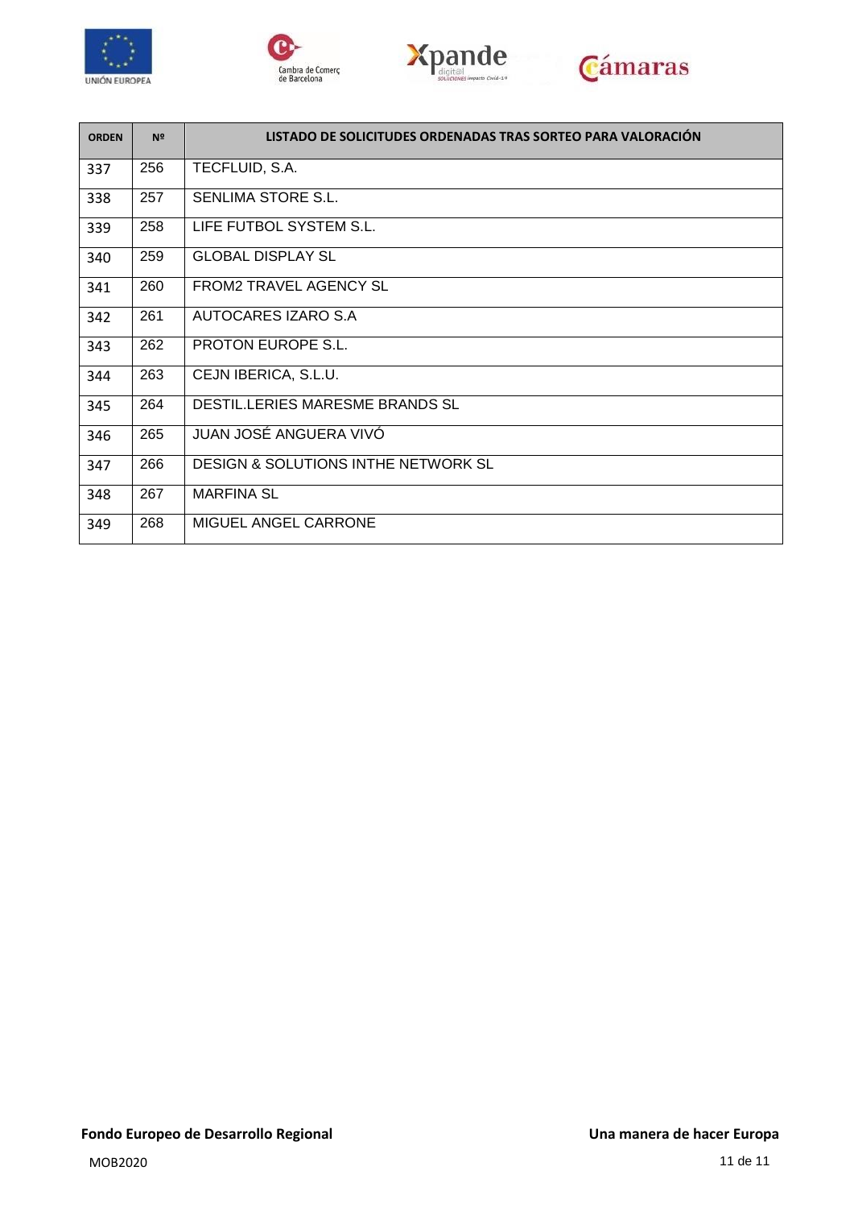| ORDEN | Nº | LISTADO DE SOLICITUDES ORDENADAS TRAS SORTEO PARA VALORACIÓN |
|---|---|---|
| 337 | 256 | TECFLUID, S.A. |
| 338 | 257 | SENLIMA STORE S.L. |
| 339 | 258 | LIFE FUTBOL SYSTEM S.L. |
| 340 | 259 | GLOBAL DISPLAY SL |
| 341 | 260 | FROM2 TRAVEL AGENCY SL |
| 342 | 261 | AUTOCARES IZARO S.A |
| 343 | 262 | PROTON EUROPE S.L. |
| 344 | 263 | CEJN IBERICA, S.L.U. |
| 345 | 264 | DESTIL.LERIES MARESME BRANDS SL |
| 346 | 265 | JUAN JOSÉ ANGUERA VIVÓ |
| 347 | 266 | DESIGN & SOLUTIONS INTHE NETWORK SL |
| 348 | 267 | MARFINA SL |
| 349 | 268 | MIGUEL ANGEL CARRONE |